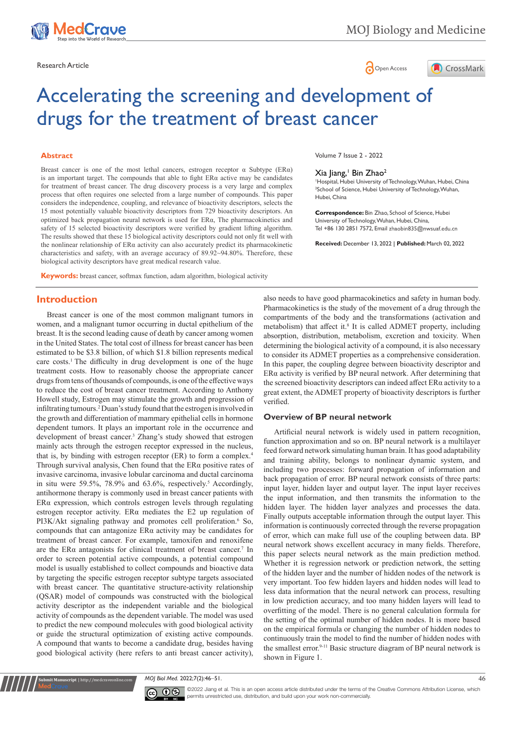Research Article

# Accelerating the screening and development of drugs for the treatment of breast cancer

## Abstract

Breast cancer is one of the most lethal cancers, estrogen receptor α Subtype (ERα) is an important target. The compounds that able to fight ERα active may be candidates for treatment of breast cancer. The drug discovery process is a very large and complex process that often requires one selected from a large number of compounds. This paper considers the independence, coupling, and relevance of bioactivity descriptors, selects the 15 most potentially valuable bioactivity descriptors from 729 bioactivity descriptors. An optimized back propagation neural network is used for ERα. The pharmacokinetics and safety of 15 selected bioactivity descriptors were verified by gradient lifting algorithm. The results showed that these 15 biological activity descriptors could not only fit well with the nonlinear relationship of ERα activity can also accurately predict its pharmacokinetic characteristics and safety, with an average accuracy of 89.92~94.80%. Therefore, these biological activity descriptors have great medical research value.

**Keywords:** breast cancer, softmax function, adam algorithm, biological activity

Volume 7 Issue 2 - 2022

Xia Jiang,[1] Bin Zhao[2]

[1]Hospital, Hubei University of Technology, Wuhan, Hubei, China
[2]School of Science, Hubei University of Technology, Wuhan, Hubei, China

**Correspondence:** Bin Zhao, School of Science, Hubei University of Technology, Wuhan, Hubei, China, Tel +86 130 2851 7572, Email zhaobin835@nwsuaf.edu.cn

**Received:** December 13, 2022 | **Published:** March 02, 2022

## Introduction

Breast cancer is one of the most common malignant tumors in women, and a malignant tumor occurring in ductal epithelium of the breast. It is the second leading cause of death by cancer among women in the United States. The total cost of illness for breast cancer has been estimated to be $3.8 billion, of which $1.8 billion represents medical care costs.[1] The difficulty in drug development is one of the huge treatment costs. How to reasonably choose the appropriate cancer drugs from tens of thousands of compounds, is one of the effective ways to reduce the cost of breast cancer treatment. According to Anthony Howell study, Estrogen may stimulate the growth and progression of infiltrating tumours.[2] Duan's study found that the estrogen is involved in the growth and differentiation of mammary epithelial cells in hormone dependent tumors. It plays an important role in the occurrence and development of breast cancer.[3] Zhang's study showed that estrogen mainly acts through the estrogen receptor expressed in the nucleus, that is, by binding with estrogen receptor (ER) to form a complex.[4] Through survival analysis, Chen found that the ERα positive rates of invasive carcinoma, invasive lobular carcinoma and ductal carcinoma in situ were 59.5%, 78.9% and 63.6%, respectively.[5] Accordingly, antihormone therapy is commonly used in breast cancer patients with ERα expression, which controls estrogen levels through regulating estrogen receptor activity. ERα mediates the E2 up regulation of PI3K/Akt signaling pathway and promotes cell proliferation.[6] So, compounds that can antagonize ERα activity may be candidates for treatment of breast cancer. For example, tamoxifen and renoxifene are the ERα antagonists for clinical treatment of breast cancer.[7] In order to screen potential active compounds, a potential compound model is usually established to collect compounds and bioactive data by targeting the specific estrogen receptor subtype targets associated with breast cancer. The quantitative structure-activity relationship (QSAR) model of compounds was constructed with the biological activity descriptor as the independent variable and the biological activity of compounds as the dependent variable. The model was used to predict the new compound molecules with good biological activity or guide the structural optimization of existing active compounds. A compound that wants to become a candidate drug, besides having good biological activity (here refers to anti breast cancer activity), also needs to have good pharmacokinetics and safety in human body. Pharmacokinetics is the study of the movement of a drug through the compartments of the body and the transformations (activation and metabolism) that affect it.[8] It is called ADMET property, including absorption, distribution, metabolism, excretion and toxicity. When determining the biological activity of a compound, it is also necessary to consider its ADMET properties as a comprehensive consideration. In this paper, the coupling degree between bioactivity descriptor and ERα activity is verified by BP neural network. After determining that the screened bioactivity descriptors can indeed affect ERα activity to a great extent, the ADMET property of bioactivity descriptors is further verified.

### Overview of BP neural network

Artificial neural network is widely used in pattern recognition, function approximation and so on. BP neural network is a multilayer feed forward network simulating human brain. It has good adaptability and training ability, belongs to nonlinear dynamic system, and including two processes: forward propagation of information and back propagation of error. BP neural network consists of three parts: input layer, hidden layer and output layer. The input layer receives the input information, and then transmits the information to the hidden layer. The hidden layer analyzes and processes the data. Finally outputs acceptable information through the output layer. This information is continuously corrected through the reverse propagation of error, which can make full use of the coupling between data. BP neural network shows excellent accuracy in many fields. Therefore, this paper selects neural network as the main prediction method. Whether it is regression network or prediction network, the setting of the hidden layer and the number of hidden nodes of the network is very important. Too few hidden layers and hidden nodes will lead to less data information that the neural network can process, resulting in low prediction accuracy, and too many hidden layers will lead to overfitting of the model. There is no general calculation formula for the setting of the optimal number of hidden nodes. It is more based on the empirical formula or changing the number of hidden nodes to continuously train the model to find the number of hidden nodes with the smallest error.[9-11] Basic structure diagram of BP neural network is shown in Figure 1.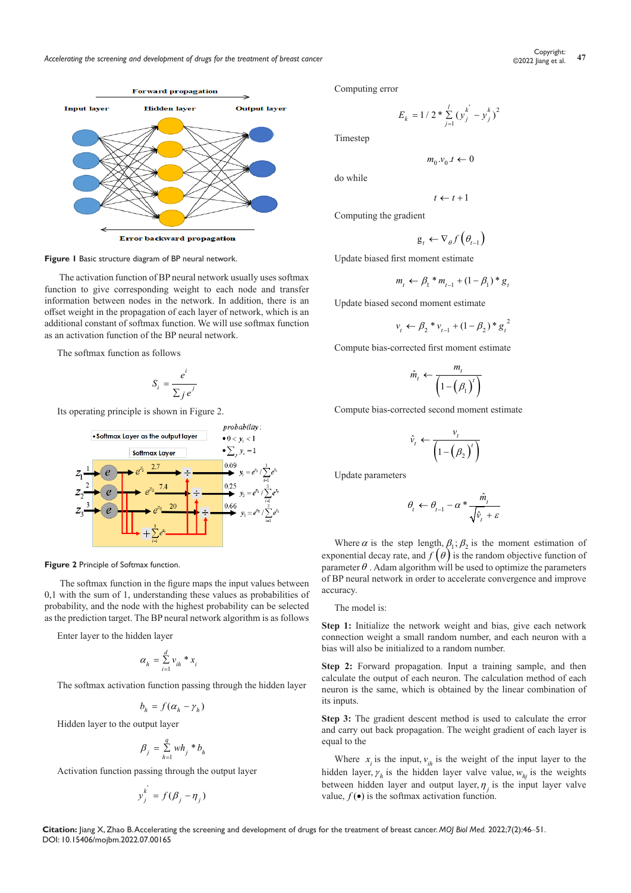Figure 1 Basic structure diagram of BP neural network.

The activation function of BP neural network usually uses softmax function to give corresponding weight to each node and transfer information between nodes in the network. In addition, there is an offset weight in the propagation of each layer of network, which is an additional constant of softmax function. We will use softmax function as an activation function of the BP neural network.

The softmax function as follows

$$S_i = \frac{e^i}{\sum_j e^j}$$

Its operating principle is shown in Figure 2.

Figure 2 Principle of Softmax function.

The softmax function in the figure maps the input values between 0,1 with the sum of 1, understanding these values as probabilities of probability, and the node with the highest probability can be selected as the prediction target. The BP neural network algorithm is as follows

Enter layer to the hidden layer

$$\alpha_h = \sum_{i=1}^{d} v_{ih} * x_i$$

The softmax activation function passing through the hidden layer

$$b_h = f(\alpha_h - \gamma_h)$$

Hidden layer to the output layer

$$\beta_j = \sum_{h=1}^{q} wh_j * b_h$$

Activation function passing through the output layer

$$y_j^k = f(\beta_j - \eta_j)$$

Computing error

$$E_k = 1/2 * \sum_{j=1}^{l} (y_j^{k'} - y_j^k)^2$$

Timestep

$$m_0 . v_0 . t \leftarrow 0$$

do while

$$t \leftarrow t+1$$

Computing the gradient

$$g_t \leftarrow \nabla_\theta f(\theta_{t-1})$$

Update biased first moment estimate

$$m_t \leftarrow \beta_1 * m_{t-1} + (1-\beta_1) * g_t$$

Update biased second moment estimate

$$v_t \leftarrow \beta_2 * v_{t-1} + (1-\beta_2) * g_t^2$$

Compute bias-corrected first moment estimate

$$\hat{m}_t \leftarrow \frac{m_t}{\left(1-(\beta_1)^t\right)}$$

Compute bias-corrected second moment estimate

$$\hat{v}_t \leftarrow \frac{v_t}{\left(1-(\beta_2)^t\right)}$$

Update parameters

$$\theta_t \leftarrow \theta_{t-1} - \alpha * \frac{\hat{m}_t}{\sqrt{\hat{v}_t} + \varepsilon}$$

Where $\alpha$ is the step length, $\beta_1; \beta_2$ is the moment estimation of exponential decay rate, and $f(\theta)$ is the random objective function of parameter $\theta$. Adam algorithm will be used to optimize the parameters of BP neural network in order to accelerate convergence and improve accuracy.

The model is:

**Step 1:** Initialize the network weight and bias, give each network connection weight a small random number, and each neuron with a bias will also be initialized to a random number.

**Step 2:** Forward propagation. Input a training sample, and then calculate the output of each neuron. The calculation method of each neuron is the same, which is obtained by the linear combination of its inputs.

**Step 3:** The gradient descent method is used to calculate the error and carry out back propagation. The weight gradient of each layer is equal to the

Where $x_i$ is the input, $v_{ih}$ is the weight of the input layer to the hidden layer, $\gamma_h$ is the hidden layer valve value, $w_{hj}$ is the weights between hidden layer and output layer, $\eta_j$ is the input layer valve value, $f(\bullet)$ is the softmax activation function.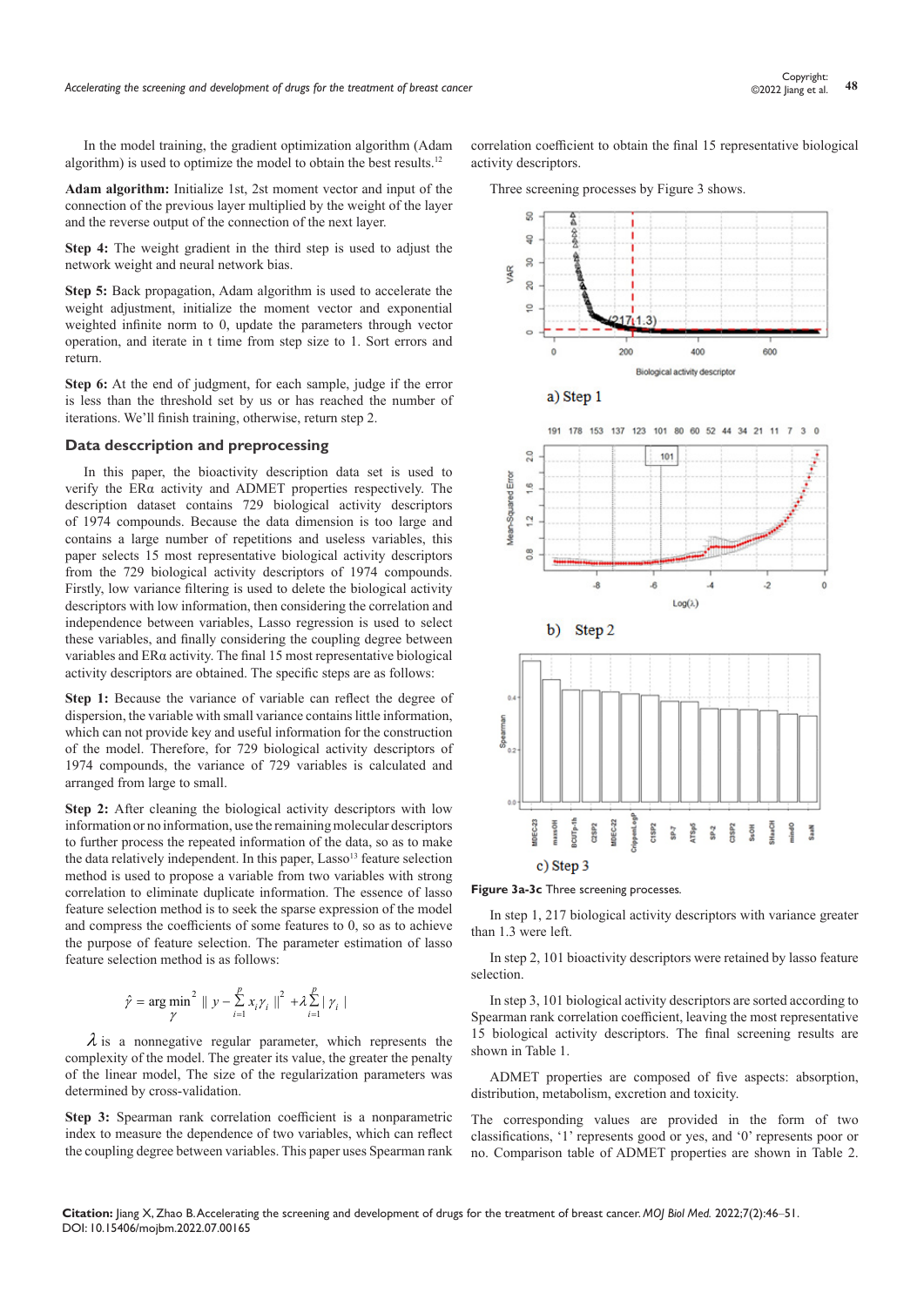In the model training, the gradient optimization algorithm (Adam algorithm) is used to optimize the model to obtain the best results.[12]

**Adam algorithm:** Initialize 1st, 2st moment vector and input of the connection of the previous layer multiplied by the weight of the layer and the reverse output of the connection of the next layer.

**Step 4:** The weight gradient in the third step is used to adjust the network weight and neural network bias.

**Step 5:** Back propagation, Adam algorithm is used to accelerate the weight adjustment, initialize the moment vector and exponential weighted infinite norm to 0, update the parameters through vector operation, and iterate in t time from step size to 1. Sort errors and return.

**Step 6:** At the end of judgment, for each sample, judge if the error is less than the threshold set by us or has reached the number of iterations. We'll finish training, otherwise, return step 2.

## Data desccription and preprocessing

In this paper, the bioactivity description data set is used to verify the ERα activity and ADMET properties respectively. The description dataset contains 729 biological activity descriptors of 1974 compounds. Because the data dimension is too large and contains a large number of repetitions and useless variables, this paper selects 15 most representative biological activity descriptors from the 729 biological activity descriptors of 1974 compounds. Firstly, low variance filtering is used to delete the biological activity descriptors with low information, then considering the correlation and independence between variables, Lasso regression is used to select these variables, and finally considering the coupling degree between variables and ERα activity. The final 15 most representative biological activity descriptors are obtained. The specific steps are as follows:

**Step 1:** Because the variance of variable can reflect the degree of dispersion, the variable with small variance contains little information, which can not provide key and useful information for the construction of the model. Therefore, for 729 biological activity descriptors of 1974 compounds, the variance of 729 variables is calculated and arranged from large to small.

**Step 2:** After cleaning the biological activity descriptors with low information or no information, use the remaining molecular descriptors to further process the repeated information of the data, so as to make the data relatively independent. In this paper, Lasso[13] feature selection method is used to propose a variable from two variables with strong correlation to eliminate duplicate information. The essence of lasso feature selection method is to seek the sparse expression of the model and compress the coefficients of some features to 0, so as to achieve the purpose of feature selection. The parameter estimation of lasso feature selection method is as follows:

$$\hat{\gamma} = \underset{\gamma}{\arg\min}^2 \| y - \sum_{i=1}^{p} x_i \gamma_i \|^2 + \lambda \sum_{i=1}^{p} | \gamma_i |$$

$\lambda$ is a nonnegative regular parameter, which represents the complexity of the model. The greater its value, the greater the penalty of the linear model, The size of the regularization parameters was determined by cross-validation.

**Step 3:** Spearman rank correlation coefficient is a nonparametric index to measure the dependence of two variables, which can reflect the coupling degree between variables. This paper uses Spearman rank correlation coefficient to obtain the final 15 representative biological activity descriptors.

Three screening processes by Figure 3 shows.

**Figure 3a-3c** Three screening processes.

In step 1, 217 biological activity descriptors with variance greater than 1.3 were left.

In step 2, 101 bioactivity descriptors were retained by lasso feature selection.

In step 3, 101 biological activity descriptors are sorted according to Spearman rank correlation coefficient, leaving the most representative 15 biological activity descriptors. The final screening results are shown in Table 1.

ADMET properties are composed of five aspects: absorption, distribution, metabolism, excretion and toxicity.

The corresponding values are provided in the form of two classifications, '1' represents good or yes, and '0' represents poor or no. Comparison table of ADMET properties are shown in Table 2.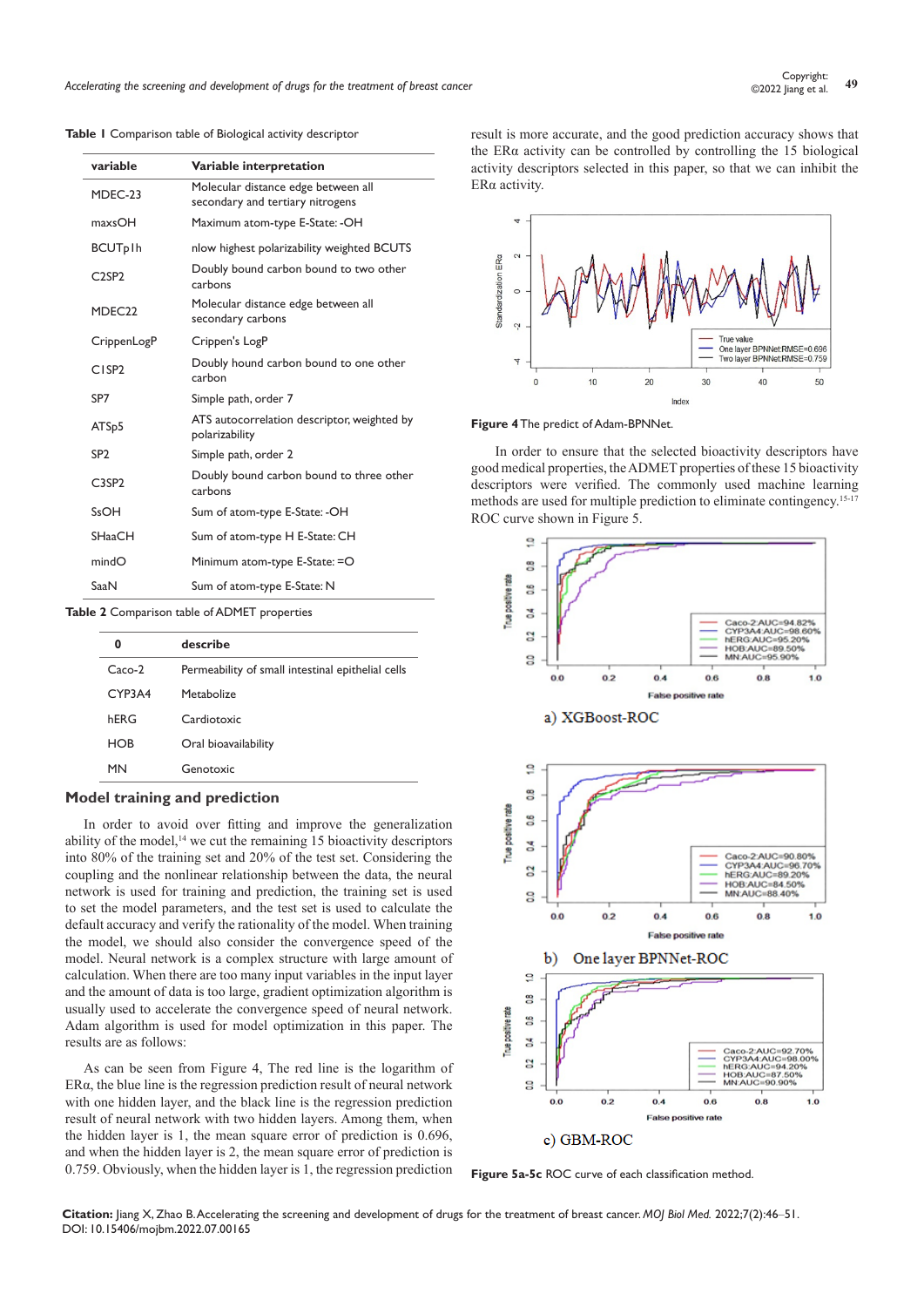**Table 1** Comparison table of Biological activity descriptor

| variable | Variable interpretation |
|---|---|
| MDEC-23 | Molecular distance edge between all secondary and tertiary nitrogens |
| maxsOH | Maximum atom-type E-State: -OH |
| BCUTp1h | nlow highest polarizability weighted BCUTS |
| C2SP2 | Doubly bound carbon bound to two other carbons |
| MDEC22 | Molecular distance edge between all secondary carbons |
| CrippenLogP | Crippen's LogP |
| C1SP2 | Doubly hound carbon bound to one other carbon |
| SP7 | Simple path, order 7 |
| ATSp5 | ATS autocorrelation descriptor, weighted by polarizability |
| SP2 | Simple path, order 2 |
| C3SP2 | Doubly bound carbon bound to three other carbons |
| SsOH | Sum of atom-type E-State: -OH |
| SHaaCH | Sum of atom-type H E-State: CH |
| mindO | Minimum atom-type E-State: =O |
| SaaN | Sum of atom-type E-State: N |

**Table 2** Comparison table of ADMET properties

| 0 | describe |
|---|---|
| Caco-2 | Permeability of small intestinal epithelial cells |
| CYP3A4 | Metabolize |
| hERG | Cardiotoxic |
| HOB | Oral bioavailability |
| MN | Genotoxic |

## Model training and prediction

In order to avoid over fitting and improve the generalization ability of the model,[14] we cut the remaining 15 bioactivity descriptors into 80% of the training set and 20% of the test set. Considering the coupling and the nonlinear relationship between the data, the neural network is used for training and prediction, the training set is used to set the model parameters, and the test set is used to calculate the default accuracy and verify the rationality of the model. When training the model, we should also consider the convergence speed of the model. Neural network is a complex structure with large amount of calculation. When there are too many input variables in the input layer and the amount of data is too large, gradient optimization algorithm is usually used to accelerate the convergence speed of neural network. Adam algorithm is used for model optimization in this paper. The results are as follows:

As can be seen from Figure 4, The red line is the logarithm of ERα, the blue line is the regression prediction result of neural network with one hidden layer, and the black line is the regression prediction result of neural network with two hidden layers. Among them, when the hidden layer is 1, the mean square error of prediction is 0.696, and when the hidden layer is 2, the mean square error of prediction is 0.759. Obviously, when the hidden layer is 1, the regression prediction result is more accurate, and the good prediction accuracy shows that the ERα activity can be controlled by controlling the 15 biological activity descriptors selected in this paper, so that we can inhibit the ERα activity.

**Figure 4** The predict of Adam-BPNNet.

In order to ensure that the selected bioactivity descriptors have good medical properties, the ADMET properties of these 15 bioactivity descriptors were verified. The commonly used machine learning methods are used for multiple prediction to eliminate contingency.[15-17] ROC curve shown in Figure 5.

a) XGBoost-ROC

b) One layer BPNNet-ROC

c) GBM-ROC

**Figure 5a-5c** ROC curve of each classification method.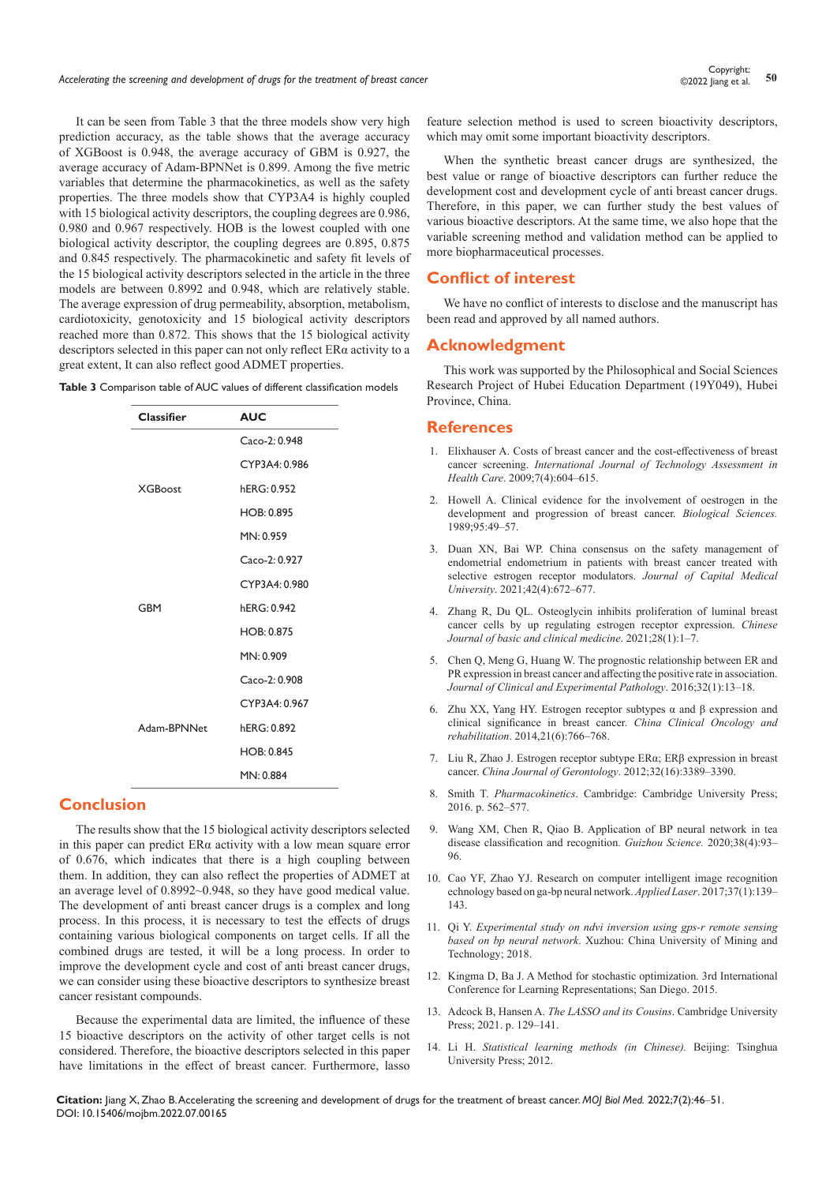It can be seen from Table 3 that the three models show very high prediction accuracy, as the table shows that the average accuracy of XGBoost is 0.948, the average accuracy of GBM is 0.927, the average accuracy of Adam-BPNNet is 0.899. Among the five metric variables that determine the pharmacokinetics, as well as the safety properties. The three models show that CYP3A4 is highly coupled with 15 biological activity descriptors, the coupling degrees are 0.986, 0.980 and 0.967 respectively. HOB is the lowest coupled with one biological activity descriptor, the coupling degrees are 0.895, 0.875 and 0.845 respectively. The pharmacokinetic and safety fit levels of the 15 biological activity descriptors selected in the article in the three models are between 0.8992 and 0.948, which are relatively stable. The average expression of drug permeability, absorption, metabolism, cardiotoxicity, genotoxicity and 15 biological activity descriptors reached more than 0.872. This shows that the 15 biological activity descriptors selected in this paper can not only reflect ERα activity to a great extent, It can also reflect good ADMET properties.

**Table 3** Comparison table of AUC values of different classification models

| Classifier | AUC |
|---|---|
| XGBoost | Caco-2: 0.948 |
| | CYP3A4: 0.986 |
| | hERG: 0.952 |
| | HOB: 0.895 |
| | MN: 0.959 |
| GBM | Caco-2: 0.927 |
| | CYP3A4: 0.980 |
| | hERG: 0.942 |
| | HOB: 0.875 |
| | MN: 0.909 |
| Adam-BPNNet | Caco-2: 0.908 |
| | CYP3A4: 0.967 |
| | hERG: 0.892 |
| | HOB: 0.845 |
| | MN: 0.884 |

## Conclusion

The results show that the 15 biological activity descriptors selected in this paper can predict ERα activity with a low mean square error of 0.676, which indicates that there is a high coupling between them. In addition, they can also reflect the properties of ADMET at an average level of 0.8992~0.948, so they have good medical value. The development of anti breast cancer drugs is a complex and long process. In this process, it is necessary to test the effects of drugs containing various biological components on target cells. If all the combined drugs are tested, it will be a long process. In order to improve the development cycle and cost of anti breast cancer drugs, we can consider using these bioactive descriptors to synthesize breast cancer resistant compounds.

Because the experimental data are limited, the influence of these 15 bioactive descriptors on the activity of other target cells is not considered. Therefore, the bioactive descriptors selected in this paper have limitations in the effect of breast cancer. Furthermore, lasso feature selection method is used to screen bioactivity descriptors, which may omit some important bioactivity descriptors.

When the synthetic breast cancer drugs are synthesized, the best value or range of bioactive descriptors can further reduce the development cost and development cycle of anti breast cancer drugs. Therefore, in this paper, we can further study the best values of various bioactive descriptors. At the same time, we also hope that the variable screening method and validation method can be applied to more biopharmaceutical processes.

## Conflict of interest

We have no conflict of interests to disclose and the manuscript has been read and approved by all named authors.

## Acknowledgment

This work was supported by the Philosophical and Social Sciences Research Project of Hubei Education Department (19Y049), Hubei Province, China.

## References

1. Elixhauser A. Costs of breast cancer and the cost-effectiveness of breast cancer screening. *International Journal of Technology Assessment in Health Care*. 2009;7(4):604–615.
2. Howell A. Clinical evidence for the involvement of oestrogen in the development and progression of breast cancer. *Biological Sciences.* 1989;95:49–57.
3. Duan XN, Bai WP. China consensus on the safety management of endometrial endometrium in patients with breast cancer treated with selective estrogen receptor modulators. *Journal of Capital Medical University*. 2021;42(4):672–677.
4. Zhang R, Du QL. Osteoglycin inhibits proliferation of luminal breast cancer cells by up regulating estrogen receptor expression. *Chinese Journal of basic and clinical medicine*. 2021;28(1):1–7.
5. Chen Q, Meng G, Huang W. The prognostic relationship between ER and PR expression in breast cancer and affecting the positive rate in association. *Journal of Clinical and Experimental Pathology*. 2016;32(1):13–18.
6. Zhu XX, Yang HY. Estrogen receptor subtypes α and β expression and clinical significance in breast cancer. *China Clinical Oncology and rehabilitation*. 2014,21(6):766–768.
7. Liu R, Zhao J. Estrogen receptor subtype ERα; ERβ expression in breast cancer. *China Journal of Gerontology*. 2012;32(16):3389–3390.
8. Smith T. *Pharmacokinetics*. Cambridge: Cambridge University Press; 2016. p. 562–577.
9. Wang XM, Chen R, Qiao B. Application of BP neural network in tea disease classification and recognition. *Guizhou Science.* 2020;38(4):93–96.
10. Cao YF, Zhao YJ. Research on computer intelligent image recognition echnology based on ga-bp neural network. *Applied Laser*. 2017;37(1):139–143.
11. Qi Y. *Experimental study on ndvi inversion using gps-r remote sensing based on bp neural network*. Xuzhou: China University of Mining and Technology; 2018.
12. Kingma D, Ba J. A Method for stochastic optimization. 3rd International Conference for Learning Representations; San Diego. 2015.
13. Adcock B, Hansen A. *The LASSO and its Cousins*. Cambridge University Press; 2021. p. 129–141.
14. Li H. *Statistical learning methods (in Chinese).* Beijing: Tsinghua University Press; 2012.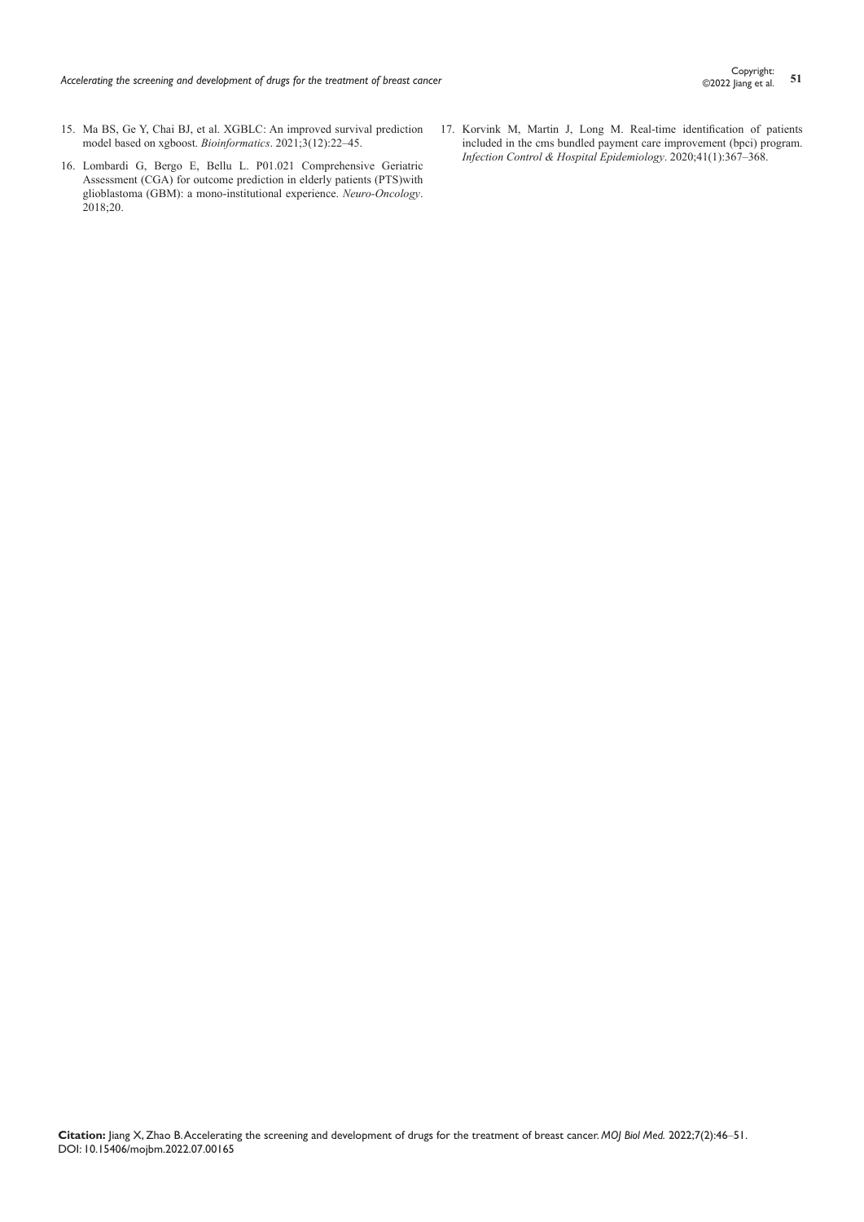15. Ma BS, Ge Y, Chai BJ, et al. XGBLC: An improved survival prediction model based on xgboost. *Bioinformatics*. 2021;3(12):22–45.

16. Lombardi G, Bergo E, Bellu L. P01.021 Comprehensive Geriatric Assessment (CGA) for outcome prediction in elderly patients (PTS)with glioblastoma (GBM): a mono-institutional experience. *Neuro-Oncology*. 2018;20.

17. Korvink M, Martin J, Long M. Real-time identification of patients included in the cms bundled payment care improvement (bpci) program. *Infection Control & Hospital Epidemiology*. 2020;41(1):367–368.